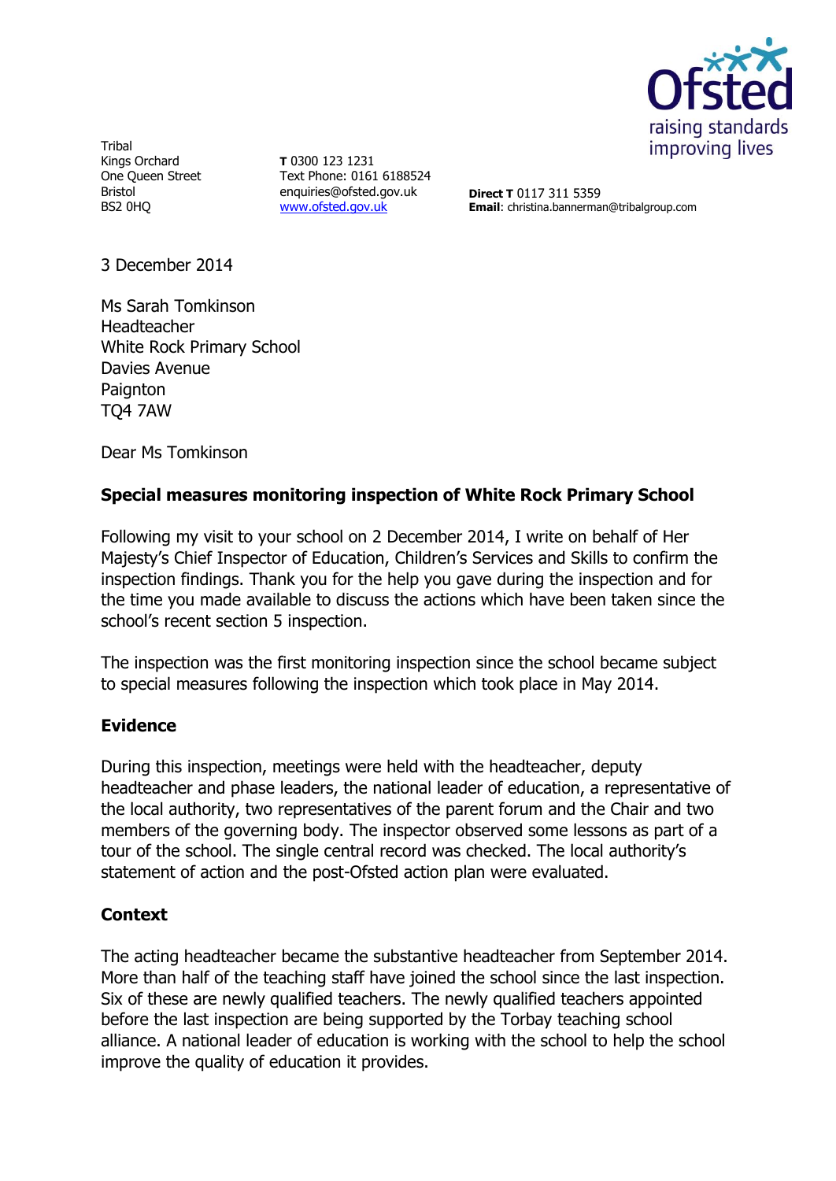Tribal
Kings Orchard
One Queen Street
Bristol
BS2 0HQ

**T** 0300 123 1231
Text Phone: 0161 6188524
enquiries@ofsted.gov.uk
www.ofsted.gov.uk

**Direct T** 0117 311 5359
**Email**: christina.bannerman@tribalgroup.com

3 December 2014

Ms Sarah Tomkinson
Headteacher
White Rock Primary School
Davies Avenue
Paignton
TQ4 7AW

Dear Ms Tomkinson

**Special measures monitoring inspection of White Rock Primary School**

Following my visit to your school on 2 December 2014, I write on behalf of Her Majesty's Chief Inspector of Education, Children's Services and Skills to confirm the inspection findings. Thank you for the help you gave during the inspection and for the time you made available to discuss the actions which have been taken since the school's recent section 5 inspection.

The inspection was the first monitoring inspection since the school became subject to special measures following the inspection which took place in May 2014.

## Evidence

During this inspection, meetings were held with the headteacher, deputy headteacher and phase leaders, the national leader of education, a representative of the local authority, two representatives of the parent forum and the Chair and two members of the governing body. The inspector observed some lessons as part of a tour of the school. The single central record was checked. The local authority's statement of action and the post-Ofsted action plan were evaluated.

## Context

The acting headteacher became the substantive headteacher from September 2014. More than half of the teaching staff have joined the school since the last inspection. Six of these are newly qualified teachers. The newly qualified teachers appointed before the last inspection are being supported by the Torbay teaching school alliance. A national leader of education is working with the school to help the school improve the quality of education it provides.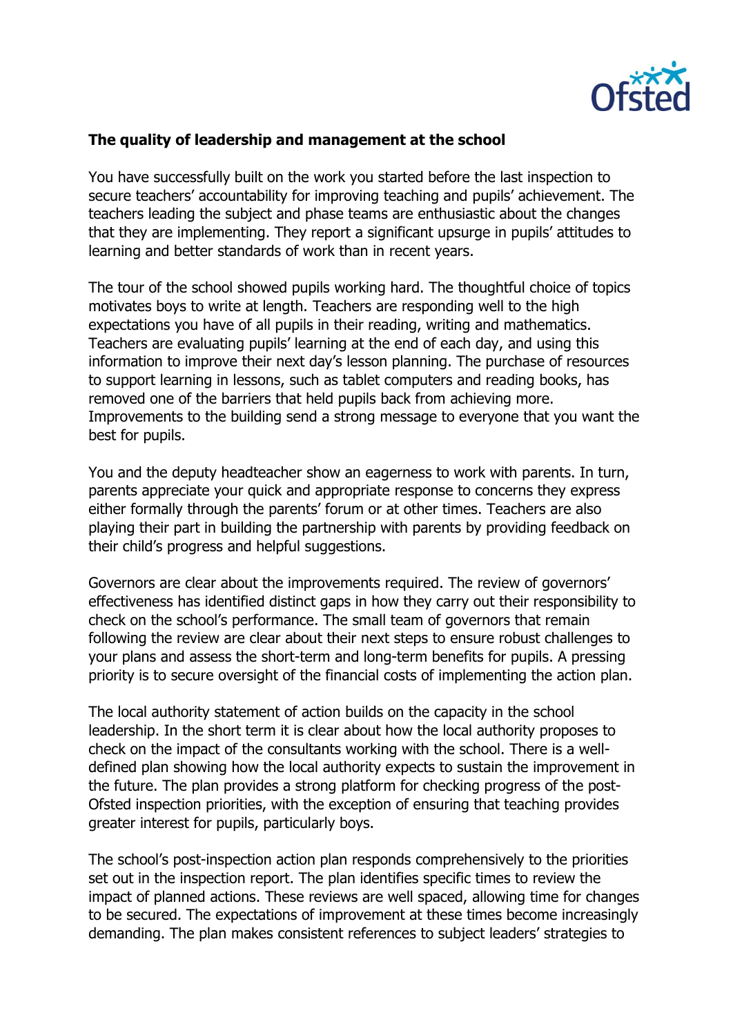**The quality of leadership and management at the school**

You have successfully built on the work you started before the last inspection to secure teachers' accountability for improving teaching and pupils' achievement. The teachers leading the subject and phase teams are enthusiastic about the changes that they are implementing. They report a significant upsurge in pupils' attitudes to learning and better standards of work than in recent years.

The tour of the school showed pupils working hard. The thoughtful choice of topics motivates boys to write at length. Teachers are responding well to the high expectations you have of all pupils in their reading, writing and mathematics. Teachers are evaluating pupils' learning at the end of each day, and using this information to improve their next day's lesson planning. The purchase of resources to support learning in lessons, such as tablet computers and reading books, has removed one of the barriers that held pupils back from achieving more. Improvements to the building send a strong message to everyone that you want the best for pupils.

You and the deputy headteacher show an eagerness to work with parents. In turn, parents appreciate your quick and appropriate response to concerns they express either formally through the parents' forum or at other times. Teachers are also playing their part in building the partnership with parents by providing feedback on their child's progress and helpful suggestions.

Governors are clear about the improvements required. The review of governors' effectiveness has identified distinct gaps in how they carry out their responsibility to check on the school's performance. The small team of governors that remain following the review are clear about their next steps to ensure robust challenges to your plans and assess the short-term and long-term benefits for pupils. A pressing priority is to secure oversight of the financial costs of implementing the action plan.

The local authority statement of action builds on the capacity in the school leadership. In the short term it is clear about how the local authority proposes to check on the impact of the consultants working with the school. There is a well-defined plan showing how the local authority expects to sustain the improvement in the future. The plan provides a strong platform for checking progress of the post-Ofsted inspection priorities, with the exception of ensuring that teaching provides greater interest for pupils, particularly boys.

The school's post-inspection action plan responds comprehensively to the priorities set out in the inspection report. The plan identifies specific times to review the impact of planned actions. These reviews are well spaced, allowing time for changes to be secured. The expectations of improvement at these times become increasingly demanding. The plan makes consistent references to subject leaders' strategies to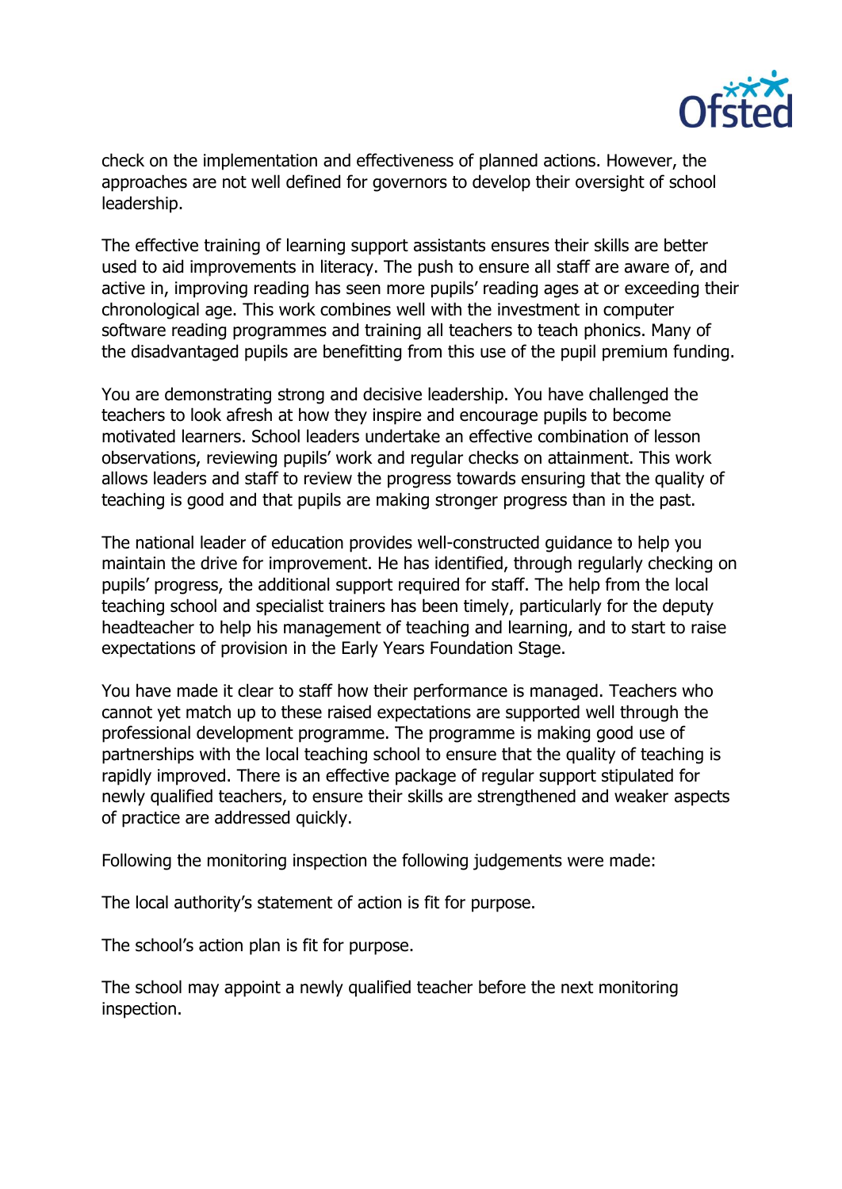check on the implementation and effectiveness of planned actions. However, the approaches are not well defined for governors to develop their oversight of school leadership.

The effective training of learning support assistants ensures their skills are better used to aid improvements in literacy. The push to ensure all staff are aware of, and active in, improving reading has seen more pupils' reading ages at or exceeding their chronological age. This work combines well with the investment in computer software reading programmes and training all teachers to teach phonics. Many of the disadvantaged pupils are benefitting from this use of the pupil premium funding.

You are demonstrating strong and decisive leadership. You have challenged the teachers to look afresh at how they inspire and encourage pupils to become motivated learners. School leaders undertake an effective combination of lesson observations, reviewing pupils' work and regular checks on attainment. This work allows leaders and staff to review the progress towards ensuring that the quality of teaching is good and that pupils are making stronger progress than in the past.

The national leader of education provides well-constructed guidance to help you maintain the drive for improvement. He has identified, through regularly checking on pupils' progress, the additional support required for staff. The help from the local teaching school and specialist trainers has been timely, particularly for the deputy headteacher to help his management of teaching and learning, and to start to raise expectations of provision in the Early Years Foundation Stage.

You have made it clear to staff how their performance is managed. Teachers who cannot yet match up to these raised expectations are supported well through the professional development programme. The programme is making good use of partnerships with the local teaching school to ensure that the quality of teaching is rapidly improved. There is an effective package of regular support stipulated for newly qualified teachers, to ensure their skills are strengthened and weaker aspects of practice are addressed quickly.

Following the monitoring inspection the following judgements were made:

The local authority's statement of action is fit for purpose.

The school's action plan is fit for purpose.

The school may appoint a newly qualified teacher before the next monitoring inspection.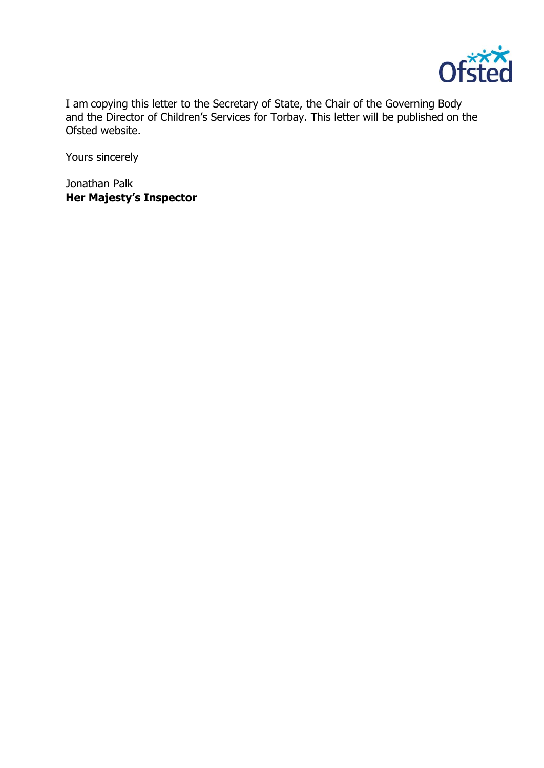I am copying this letter to the Secretary of State, the Chair of the Governing Body and the Director of Children's Services for Torbay. This letter will be published on the Ofsted website.

Yours sincerely

Jonathan Palk
**Her Majesty's Inspector**